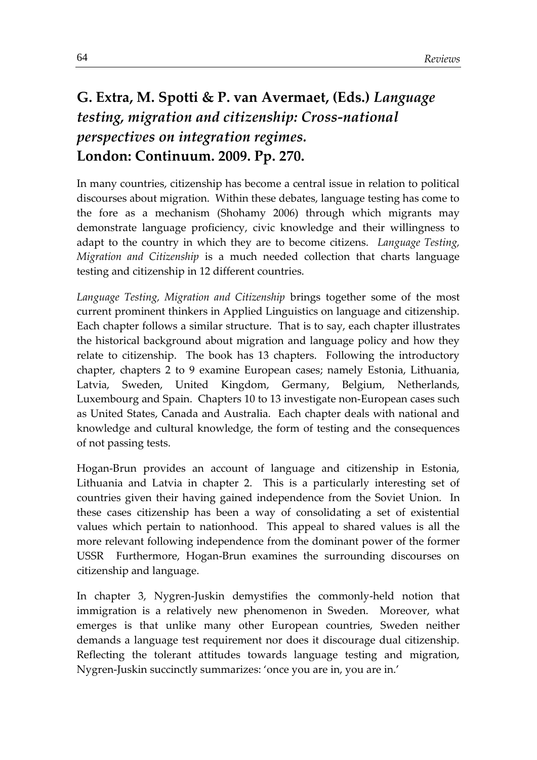# G. Extra, M. Spotti & P. van Avermaet, (Eds.) *Language testing, migration and citizenship: Cross-national perspectives on integration regimes.* London: Continuum. 2009. Pp. 270.

In many countries, citizenship has become a central issue in relation to political discourses about migration. Within these debates, language testing has come to the fore as a mechanism (Shohamy 2006) through which migrants may demonstrate language proficiency, civic knowledge and their willingness to adapt to the country in which they are to become citizens. *Language Testing, Migration and Citizenship* is a much needed collection that charts language testing and citizenship in 12 different countries.

*Language Testing, Migration and Citizenship* brings together some of the most current prominent thinkers in Applied Linguistics on language and citizenship. Each chapter follows a similar structure. That is to say, each chapter illustrates the historical background about migration and language policy and how they relate to citizenship. The book has 13 chapters. Following the introductory chapter, chapters 2 to 9 examine European cases; namely Estonia, Lithuania, Latvia, Sweden, United Kingdom, Germany, Belgium, Netherlands, Luxembourg and Spain. Chapters 10 to 13 investigate non-European cases such as United States, Canada and Australia. Each chapter deals with national and knowledge and cultural knowledge, the form of testing and the consequences of not passing tests.

Hogan-Brun provides an account of language and citizenship in Estonia, Lithuania and Latvia in chapter 2. This is a particularly interesting set of countries given their having gained independence from the Soviet Union. In these cases citizenship has been a way of consolidating a set of existential values which pertain to nationhood. This appeal to shared values is all the more relevant following independence from the dominant power of the former USSR Furthermore, Hogan-Brun examines the surrounding discourses on citizenship and language.

In chapter 3, Nygren-Juskin demystifies the commonly-held notion that immigration is a relatively new phenomenon in Sweden. Moreover, what emerges is that unlike many other European countries, Sweden neither demands a language test requirement nor does it discourage dual citizenship. Reflecting the tolerant attitudes towards language testing and migration, Nygren-Juskin succinctly summarizes: 'once you are in, you are in.'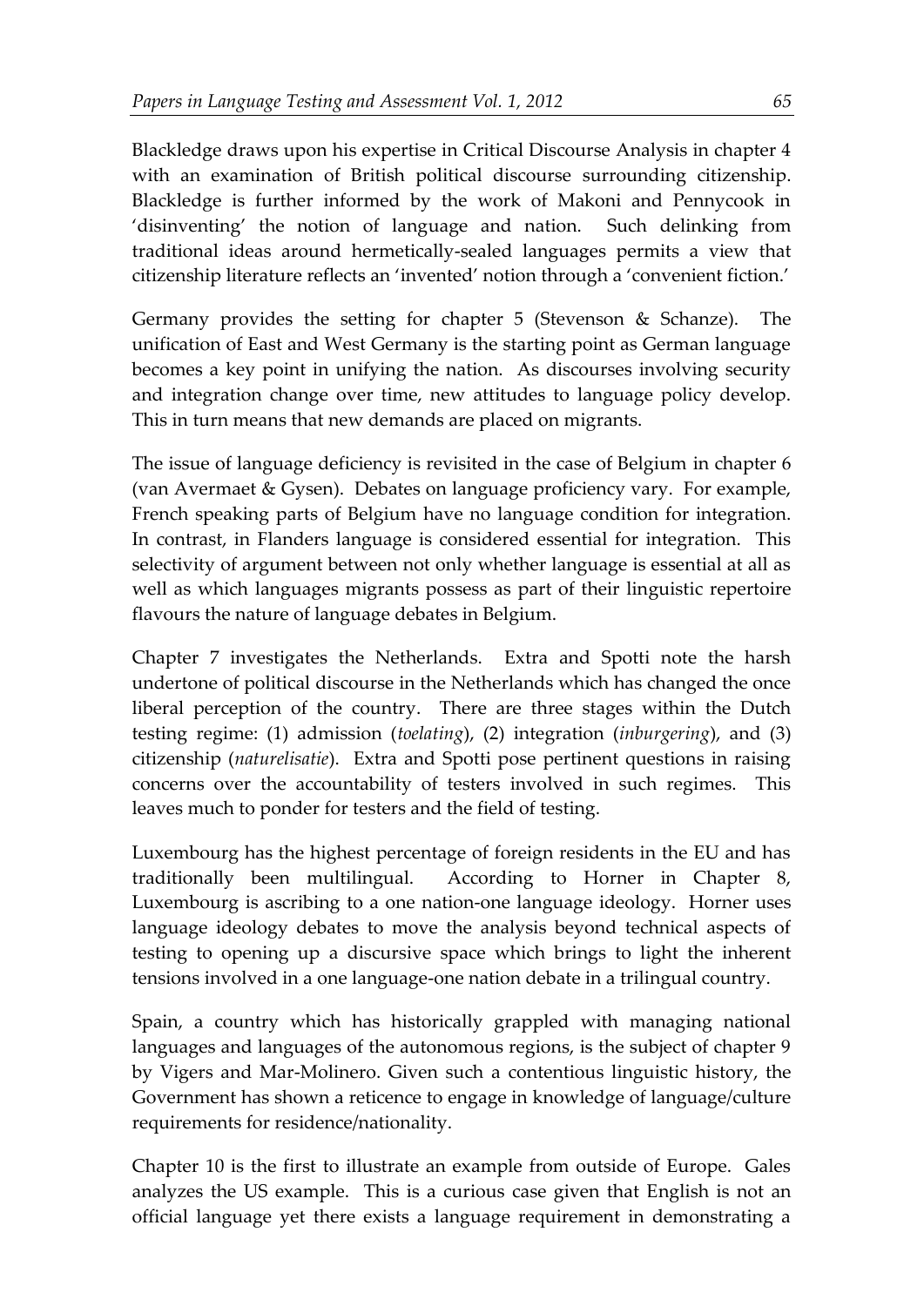Blackledge draws upon his expertise in Critical Discourse Analysis in chapter 4 with an examination of British political discourse surrounding citizenship. Blackledge is further informed by the work of Makoni and Pennycook in 'disinventing' the notion of language and nation. Such delinking from traditional ideas around hermetically-sealed languages permits a view that citizenship literature reflects an 'invented' notion through a 'convenient fiction.'

Germany provides the setting for chapter 5 (Stevenson & Schanze). The unification of East and West Germany is the starting point as German language becomes a key point in unifying the nation. As discourses involving security and integration change over time, new attitudes to language policy develop. This in turn means that new demands are placed on migrants.

The issue of language deficiency is revisited in the case of Belgium in chapter 6 (van Avermaet & Gysen). Debates on language proficiency vary. For example, French speaking parts of Belgium have no language condition for integration. In contrast, in Flanders language is considered essential for integration. This selectivity of argument between not only whether language is essential at all as well as which languages migrants possess as part of their linguistic repertoire flavours the nature of language debates in Belgium.

Chapter 7 investigates the Netherlands. Extra and Spotti note the harsh undertone of political discourse in the Netherlands which has changed the once liberal perception of the country. There are three stages within the Dutch testing regime: (1) admission (*toelating*), (2) integration (*inburgering*), and (3) citizenship (*naturelisatie*). Extra and Spotti pose pertinent questions in raising concerns over the accountability of testers involved in such regimes. This leaves much to ponder for testers and the field of testing.

Luxembourg has the highest percentage of foreign residents in the EU and has traditionally been multilingual. According to Horner in Chapter 8, Luxembourg is ascribing to a one nation-one language ideology. Horner uses language ideology debates to move the analysis beyond technical aspects of testing to opening up a discursive space which brings to light the inherent tensions involved in a one language-one nation debate in a trilingual country.

Spain, a country which has historically grappled with managing national languages and languages of the autonomous regions, is the subject of chapter 9 by Vigers and Mar-Molinero. Given such a contentious linguistic history, the Government has shown a reticence to engage in knowledge of language/culture requirements for residence/nationality.

Chapter 10 is the first to illustrate an example from outside of Europe. Gales analyzes the US example. This is a curious case given that English is not an official language yet there exists a language requirement in demonstrating a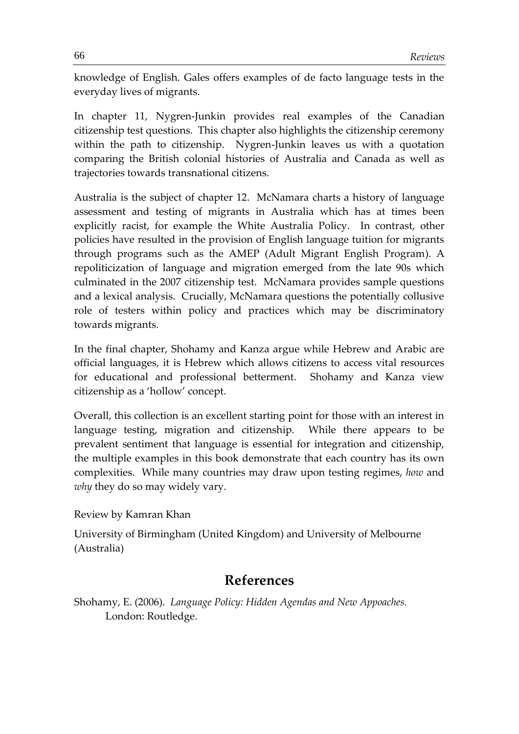knowledge of English. Gales offers examples of de facto language tests in the everyday lives of migrants.

In chapter 11, Nygren-Junkin provides real examples of the Canadian citizenship test questions. This chapter also highlights the citizenship ceremony within the path to citizenship. Nygren-Junkin leaves us with a quotation comparing the British colonial histories of Australia and Canada as well as trajectories towards transnational citizens.

Australia is the subject of chapter 12. McNamara charts a history of language assessment and testing of migrants in Australia which has at times been explicitly racist, for example the White Australia Policy. In contrast, other policies have resulted in the provision of English language tuition for migrants through programs such as the AMEP (Adult Migrant English Program). A repoliticization of language and migration emerged from the late 90s which culminated in the 2007 citizenship test. McNamara provides sample questions and a lexical analysis. Crucially, McNamara questions the potentially collusive role of testers within policy and practices which may be discriminatory towards migrants.

In the final chapter, Shohamy and Kanza argue while Hebrew and Arabic are official languages, it is Hebrew which allows citizens to access vital resources for educational and professional betterment. Shohamy and Kanza view citizenship as a 'hollow' concept.

Overall, this collection is an excellent starting point for those with an interest in language testing, migration and citizenship. While there appears to be prevalent sentiment that language is essential for integration and citizenship, the multiple examples in this book demonstrate that each country has its own complexities. While many countries may draw upon testing regimes, *how* and *why* they do so may widely vary.

Review by Kamran Khan

University of Birmingham (United Kingdom) and University of Melbourne (Australia)

## References

Shohamy, E. (2006). *Language Policy: Hidden Agendas and New Appoaches.* London: Routledge.